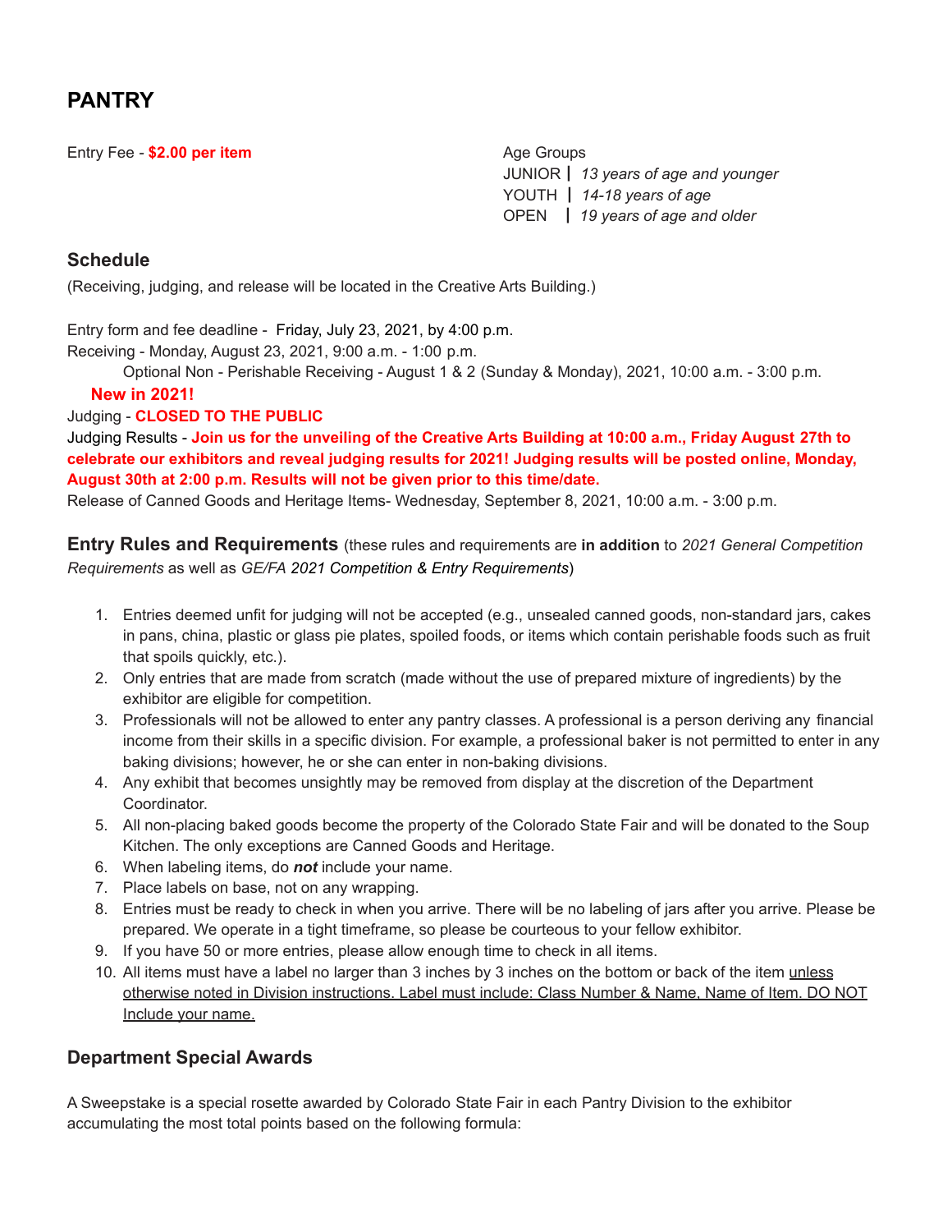# PANTRY

Entry Fee - **$2.00 per item**

Age Groups
JUNIOR | *13 years of age and younger*
YOUTH | *14-18 years of age*
OPEN | *19 years of age and older*

## Schedule

(Receiving, judging, and release will be located in the Creative Arts Building.)

Entry form and fee deadline - Friday, July 23, 2021, by 4:00 p.m.
Receiving - Monday, August 23, 2021, 9:00 a.m. - 1:00 p.m.
Optional Non - Perishable Receiving - August 1 & 2 (Sunday & Monday), 2021, 10:00 a.m. - 3:00 p.m.
**New in 2021!**
Judging - **CLOSED TO THE PUBLIC**
Judging Results - **Join us for the unveiling of the Creative Arts Building at 10:00 a.m., Friday August 27th to celebrate our exhibitors and reveal judging results for 2021! Judging results will be posted online, Monday, August 30th at 2:00 p.m. Results will not be given prior to this time/date.**
Release of Canned Goods and Heritage Items- Wednesday, September 8, 2021, 10:00 a.m. - 3:00 p.m.

## Entry Rules and Requirements

(these rules and requirements are **in addition** to *2021 General Competition Requirements* as well as *GE/FA 2021 Competition & Entry Requirements*)

1. Entries deemed unfit for judging will not be accepted (e.g., unsealed canned goods, non-standard jars, cakes in pans, china, plastic or glass pie plates, spoiled foods, or items which contain perishable foods such as fruit that spoils quickly, etc.).
2. Only entries that are made from scratch (made without the use of prepared mixture of ingredients) by the exhibitor are eligible for competition.
3. Professionals will not be allowed to enter any pantry classes. A professional is a person deriving any financial income from their skills in a specific division. For example, a professional baker is not permitted to enter in any baking divisions; however, he or she can enter in non-baking divisions.
4. Any exhibit that becomes unsightly may be removed from display at the discretion of the Department Coordinator.
5. All non-placing baked goods become the property of the Colorado State Fair and will be donated to the Soup Kitchen. The only exceptions are Canned Goods and Heritage.
6. When labeling items, do ***not*** include your name.
7. Place labels on base, not on any wrapping.
8. Entries must be ready to check in when you arrive. There will be no labeling of jars after you arrive. Please be prepared. We operate in a tight timeframe, so please be courteous to your fellow exhibitor.
9. If you have 50 or more entries, please allow enough time to check in all items.
10. All items must have a label no larger than 3 inches by 3 inches on the bottom or back of the item unless otherwise noted in Division instructions. Label must include: Class Number & Name, Name of Item. DO NOT Include your name.

## Department Special Awards

A Sweepstake is a special rosette awarded by Colorado State Fair in each Pantry Division to the exhibitor accumulating the most total points based on the following formula: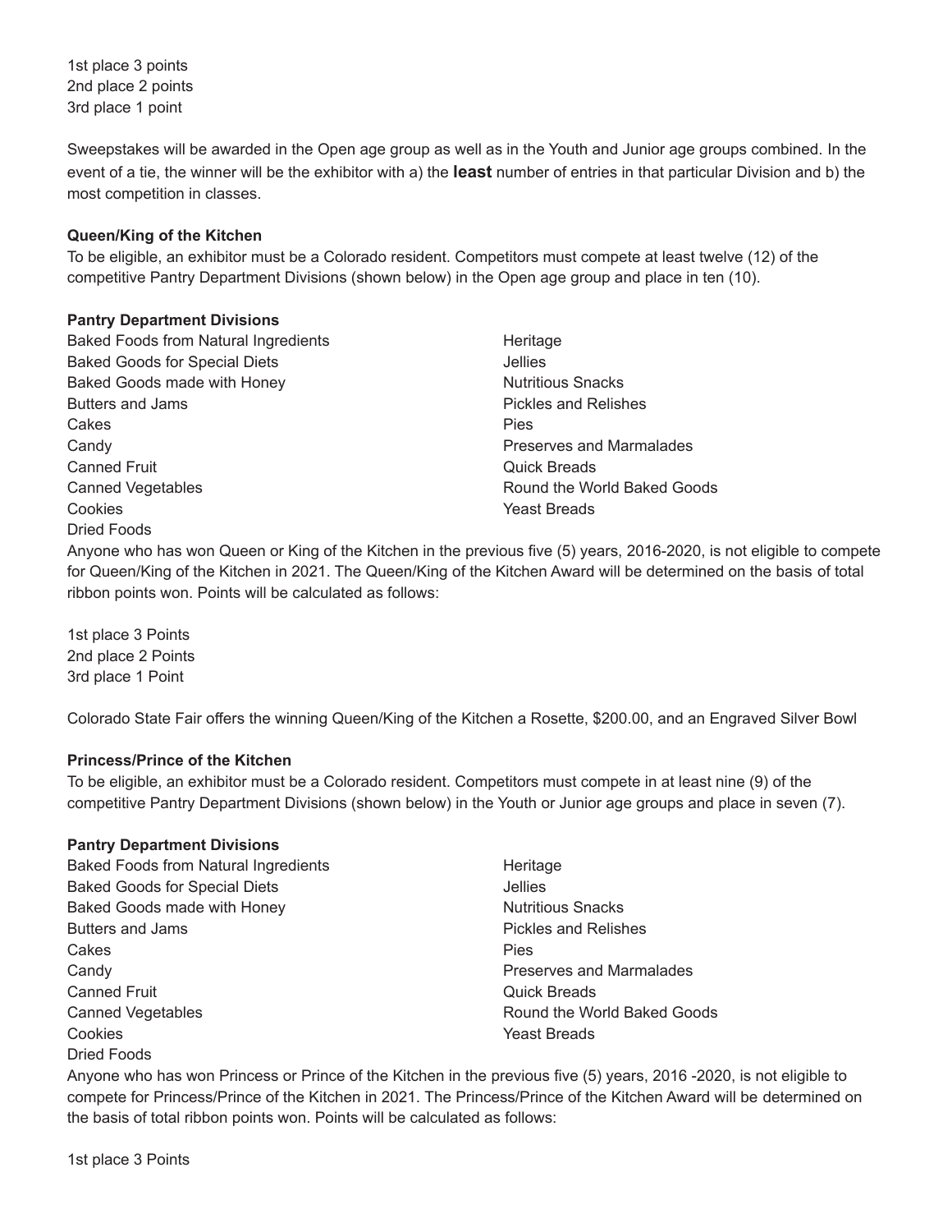1st place 3 points
2nd place 2 points
3rd place 1 point

Sweepstakes will be awarded in the Open age group as well as in the Youth and Junior age groups combined. In the event of a tie, the winner will be the exhibitor with a) the **least** number of entries in that particular Division and b) the most competition in classes.

**Queen/King of the Kitchen**

To be eligible, an exhibitor must be a Colorado resident. Competitors must compete at least twelve (12) of the competitive Pantry Department Divisions (shown below) in the Open age group and place in ten (10).

**Pantry Department Divisions**

Baked Foods from Natural Ingredients
Baked Goods for Special Diets
Baked Goods made with Honey
Butters and Jams
Cakes
Candy
Canned Fruit
Canned Vegetables
Cookies
Dried Foods
Heritage
Jellies
Nutritious Snacks
Pickles and Relishes
Pies
Preserves and Marmalades
Quick Breads
Round the World Baked Goods
Yeast Breads

Anyone who has won Queen or King of the Kitchen in the previous five (5) years, 2016-2020, is not eligible to compete for Queen/King of the Kitchen in 2021. The Queen/King of the Kitchen Award will be determined on the basis of total ribbon points won. Points will be calculated as follows:

1st place 3 Points
2nd place 2 Points
3rd place 1 Point

Colorado State Fair offers the winning Queen/King of the Kitchen a Rosette, $200.00, and an Engraved Silver Bowl

**Princess/Prince of the Kitchen**

To be eligible, an exhibitor must be a Colorado resident. Competitors must compete in at least nine (9) of the competitive Pantry Department Divisions (shown below) in the Youth or Junior age groups and place in seven (7).

**Pantry Department Divisions**

Baked Foods from Natural Ingredients
Baked Goods for Special Diets
Baked Goods made with Honey
Butters and Jams
Cakes
Candy
Canned Fruit
Canned Vegetables
Cookies
Dried Foods
Heritage
Jellies
Nutritious Snacks
Pickles and Relishes
Pies
Preserves and Marmalades
Quick Breads
Round the World Baked Goods
Yeast Breads

Anyone who has won Princess or Prince of the Kitchen in the previous five (5) years, 2016 -2020, is not eligible to compete for Princess/Prince of the Kitchen in 2021. The Princess/Prince of the Kitchen Award will be determined on the basis of total ribbon points won. Points will be calculated as follows:

1st place 3 Points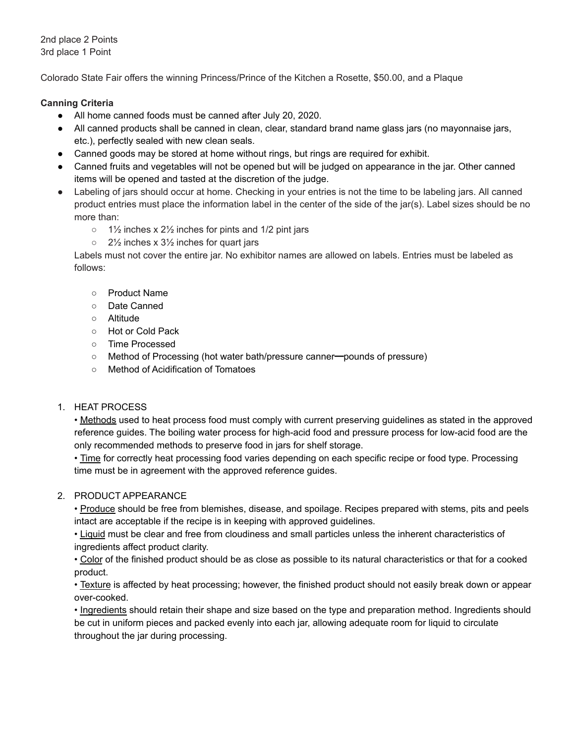2nd place 2 Points
3rd place 1 Point

Colorado State Fair offers the winning Princess/Prince of the Kitchen a Rosette, $50.00, and a Plaque

**Canning Criteria**

- All home canned foods must be canned after July 20, 2020.
- All canned products shall be canned in clean, clear, standard brand name glass jars (no mayonnaise jars, etc.), perfectly sealed with new clean seals.
- Canned goods may be stored at home without rings, but rings are required for exhibit.
- Canned fruits and vegetables will not be opened but will be judged on appearance in the jar. Other canned items will be opened and tasted at the discretion of the judge.
- Labeling of jars should occur at home. Checking in your entries is not the time to be labeling jars. All canned product entries must place the information label in the center of the side of the jar(s). Label sizes should be no more than:
  - 1½ inches x 2½ inches for pints and 1/2 pint jars
  - 2½ inches x 3½ inches for quart jars

  Labels must not cover the entire jar. No exhibitor names are allowed on labels. Entries must be labeled as follows:

  - Product Name
  - Date Canned
  - Altitude
  - Hot or Cold Pack
  - Time Processed
  - Method of Processing (hot water bath/pressure canner—pounds of pressure)
  - Method of Acidification of Tomatoes

1. HEAT PROCESS
   • Methods used to heat process food must comply with current preserving guidelines as stated in the approved reference guides. The boiling water process for high-acid food and pressure process for low-acid food are the only recommended methods to preserve food in jars for shelf storage.
   • Time for correctly heat processing food varies depending on each specific recipe or food type. Processing time must be in agreement with the approved reference guides.

2. PRODUCT APPEARANCE
   • Produce should be free from blemishes, disease, and spoilage. Recipes prepared with stems, pits and peels intact are acceptable if the recipe is in keeping with approved guidelines.
   • Liquid must be clear and free from cloudiness and small particles unless the inherent characteristics of ingredients affect product clarity.
   • Color of the finished product should be as close as possible to its natural characteristics or that for a cooked product.
   • Texture is affected by heat processing; however, the finished product should not easily break down or appear over-cooked.
   • Ingredients should retain their shape and size based on the type and preparation method. Ingredients should be cut in uniform pieces and packed evenly into each jar, allowing adequate room for liquid to circulate throughout the jar during processing.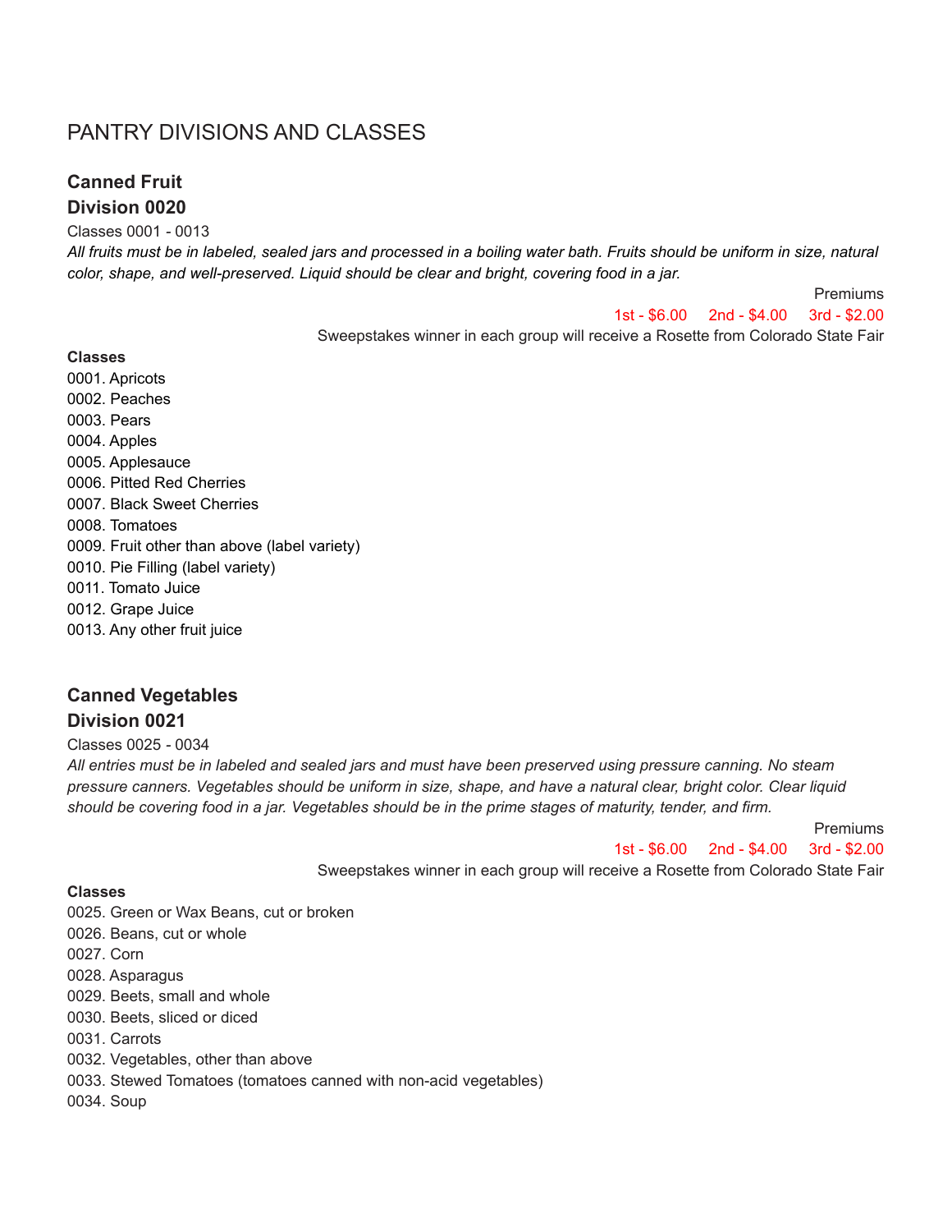# PANTRY DIVISIONS AND CLASSES

## Canned Fruit
## Division 0020

Classes 0001 - 0013

*All fruits must be in labeled, sealed jars and processed in a boiling water bath. Fruits should be uniform in size, natural color, shape, and well-preserved. Liquid should be clear and bright, covering food in a jar.*

Premiums

1st - $6.00 2nd - $4.00 3rd - $2.00

Sweepstakes winner in each group will receive a Rosette from Colorado State Fair

**Classes**

0001. Apricots
0002. Peaches
0003. Pears
0004. Apples
0005. Applesauce
0006. Pitted Red Cherries
0007. Black Sweet Cherries
0008. Tomatoes
0009. Fruit other than above (label variety)
0010. Pie Filling (label variety)
0011. Tomato Juice
0012. Grape Juice
0013. Any other fruit juice

## Canned Vegetables
## Division 0021

Classes 0025 - 0034

*All entries must be in labeled and sealed jars and must have been preserved using pressure canning. No steam pressure canners. Vegetables should be uniform in size, shape, and have a natural clear, bright color. Clear liquid should be covering food in a jar. Vegetables should be in the prime stages of maturity, tender, and firm.*

Premiums

1st - $6.00 2nd - $4.00 3rd - $2.00

Sweepstakes winner in each group will receive a Rosette from Colorado State Fair

**Classes**

0025. Green or Wax Beans, cut or broken
0026. Beans, cut or whole
0027. Corn
0028. Asparagus
0029. Beets, small and whole
0030. Beets, sliced or diced
0031. Carrots
0032. Vegetables, other than above
0033. Stewed Tomatoes (tomatoes canned with non-acid vegetables)
0034. Soup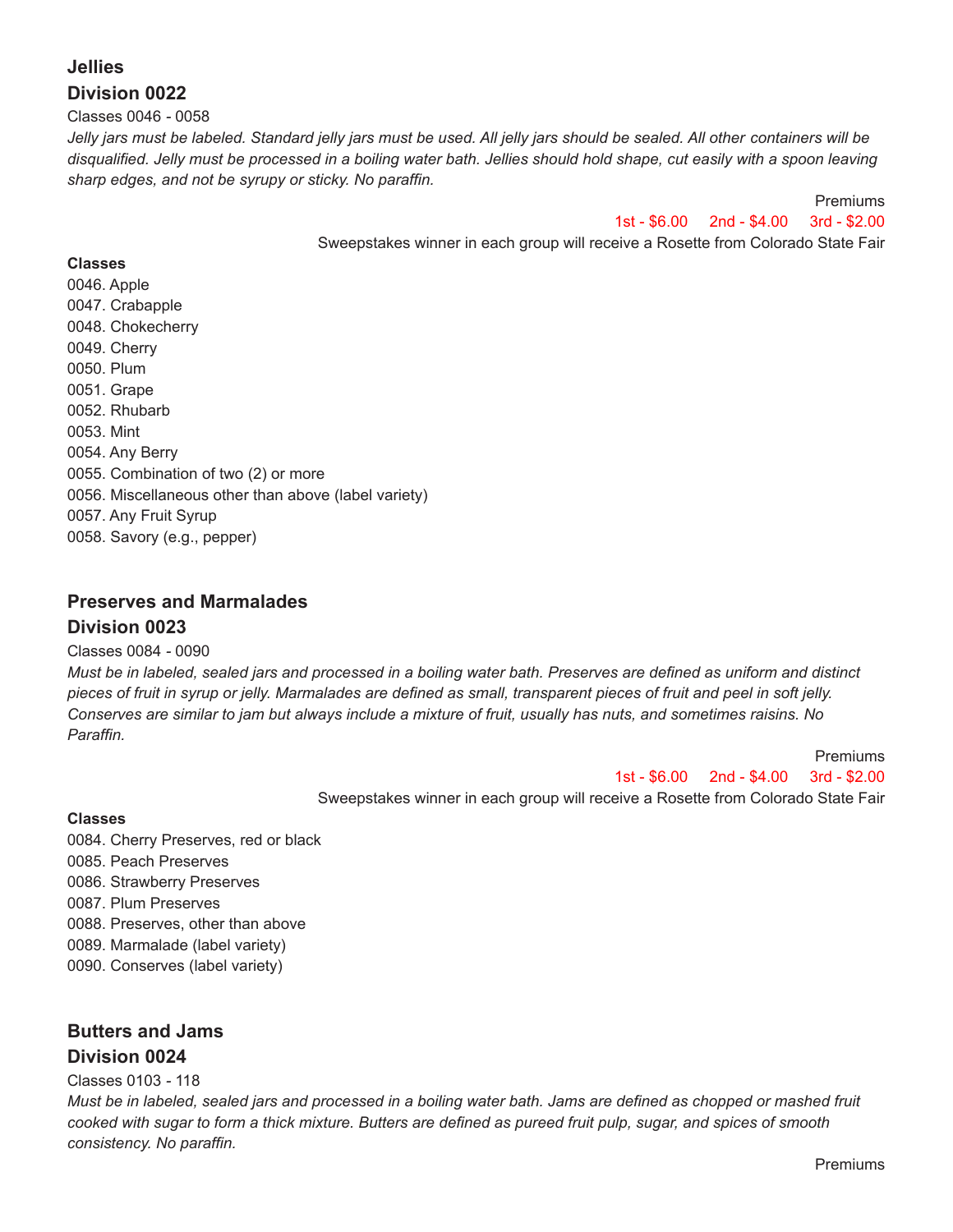### Jellies

### Division 0022

Classes 0046 - 0058

*Jelly jars must be labeled. Standard jelly jars must be used. All jelly jars should be sealed. All other containers will be disqualified. Jelly must be processed in a boiling water bath. Jellies should hold shape, cut easily with a spoon leaving sharp edges, and not be syrupy or sticky. No paraffin.*

Premiums

1st - $6.00 2nd - $4.00 3rd - $2.00

Sweepstakes winner in each group will receive a Rosette from Colorado State Fair

**Classes**

0046. Apple
0047. Crabapple
0048. Chokecherry
0049. Cherry
0050. Plum
0051. Grape
0052. Rhubarb
0053. Mint
0054. Any Berry
0055. Combination of two (2) or more
0056. Miscellaneous other than above (label variety)
0057. Any Fruit Syrup
0058. Savory (e.g., pepper)

### Preserves and Marmalades

### Division 0023

Classes 0084 - 0090

*Must be in labeled, sealed jars and processed in a boiling water bath. Preserves are defined as uniform and distinct pieces of fruit in syrup or jelly. Marmalades are defined as small, transparent pieces of fruit and peel in soft jelly. Conserves are similar to jam but always include a mixture of fruit, usually has nuts, and sometimes raisins. No Paraffin.*

Premiums

1st - $6.00 2nd - $4.00 3rd - $2.00

Sweepstakes winner in each group will receive a Rosette from Colorado State Fair

**Classes**

0084. Cherry Preserves, red or black
0085. Peach Preserves
0086. Strawberry Preserves
0087. Plum Preserves
0088. Preserves, other than above
0089. Marmalade (label variety)
0090. Conserves (label variety)

### Butters and Jams

### Division 0024

Classes 0103 - 118

*Must be in labeled, sealed jars and processed in a boiling water bath. Jams are defined as chopped or mashed fruit cooked with sugar to form a thick mixture. Butters are defined as pureed fruit pulp, sugar, and spices of smooth consistency. No paraffin.*

Premiums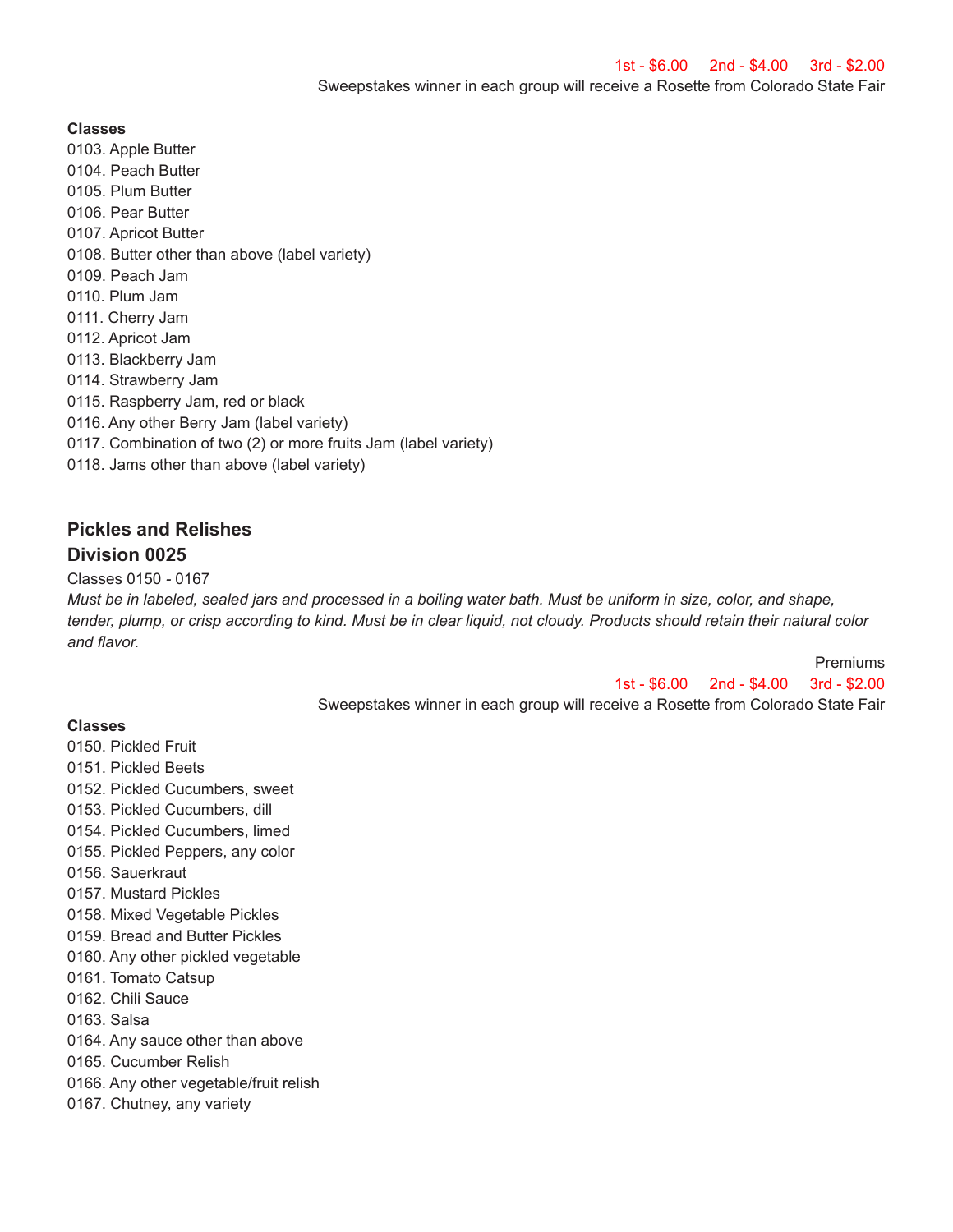1st - $6.00 2nd - $4.00 3rd - $2.00

Sweepstakes winner in each group will receive a Rosette from Colorado State Fair

**Classes**

0103. Apple Butter
0104. Peach Butter
0105. Plum Butter
0106. Pear Butter
0107. Apricot Butter
0108. Butter other than above (label variety)
0109. Peach Jam
0110. Plum Jam
0111. Cherry Jam
0112. Apricot Jam
0113. Blackberry Jam
0114. Strawberry Jam
0115. Raspberry Jam, red or black
0116. Any other Berry Jam (label variety)
0117. Combination of two (2) or more fruits Jam (label variety)
0118. Jams other than above (label variety)

## Pickles and Relishes
## Division 0025

Classes 0150 - 0167

*Must be in labeled, sealed jars and processed in a boiling water bath. Must be uniform in size, color, and shape, tender, plump, or crisp according to kind. Must be in clear liquid, not cloudy. Products should retain their natural color and flavor.*

Premiums

1st - $6.00 2nd - $4.00 3rd - $2.00

Sweepstakes winner in each group will receive a Rosette from Colorado State Fair

**Classes**

0150. Pickled Fruit
0151. Pickled Beets
0152. Pickled Cucumbers, sweet
0153. Pickled Cucumbers, dill
0154. Pickled Cucumbers, limed
0155. Pickled Peppers, any color
0156. Sauerkraut
0157. Mustard Pickles
0158. Mixed Vegetable Pickles
0159. Bread and Butter Pickles
0160. Any other pickled vegetable
0161. Tomato Catsup
0162. Chili Sauce
0163. Salsa
0164. Any sauce other than above
0165. Cucumber Relish
0166. Any other vegetable/fruit relish
0167. Chutney, any variety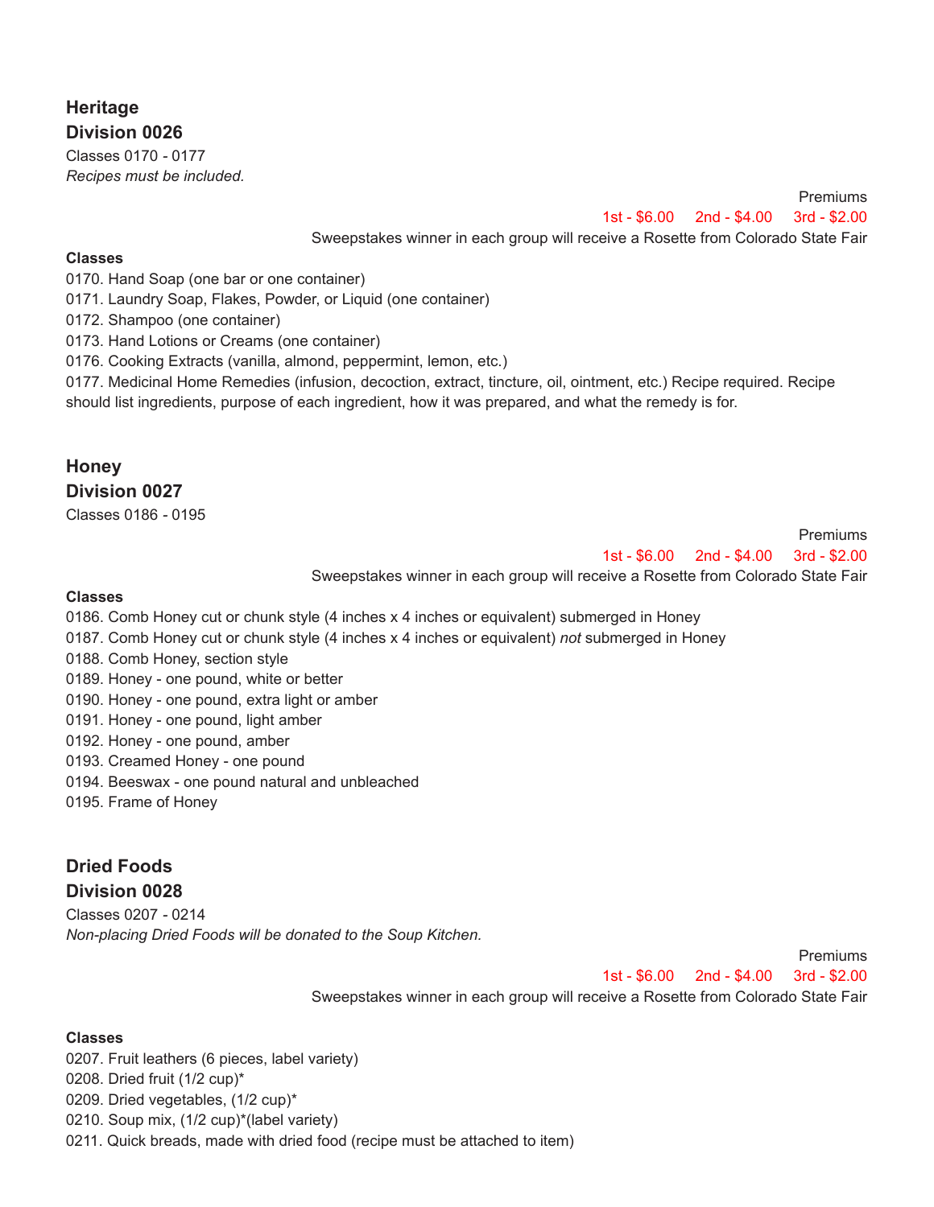## Heritage
## Division 0026

Classes 0170 - 0177

*Recipes must be included.*

Premiums

1st - $6.00 2nd - $4.00 3rd - $2.00

Sweepstakes winner in each group will receive a Rosette from Colorado State Fair

**Classes**

0170. Hand Soap (one bar or one container)
0171. Laundry Soap, Flakes, Powder, or Liquid (one container)
0172. Shampoo (one container)
0173. Hand Lotions or Creams (one container)
0176. Cooking Extracts (vanilla, almond, peppermint, lemon, etc.)
0177. Medicinal Home Remedies (infusion, decoction, extract, tincture, oil, ointment, etc.) Recipe required. Recipe should list ingredients, purpose of each ingredient, how it was prepared, and what the remedy is for.

## Honey
## Division 0027

Classes 0186 - 0195

Premiums

1st - $6.00 2nd - $4.00 3rd - $2.00

Sweepstakes winner in each group will receive a Rosette from Colorado State Fair

**Classes**

0186. Comb Honey cut or chunk style (4 inches x 4 inches or equivalent) submerged in Honey
0187. Comb Honey cut or chunk style (4 inches x 4 inches or equivalent) *not* submerged in Honey
0188. Comb Honey, section style
0189. Honey - one pound, white or better
0190. Honey - one pound, extra light or amber
0191. Honey - one pound, light amber
0192. Honey - one pound, amber
0193. Creamed Honey - one pound
0194. Beeswax - one pound natural and unbleached
0195. Frame of Honey

## Dried Foods
## Division 0028

Classes 0207 - 0214

*Non-placing Dried Foods will be donated to the Soup Kitchen.*

Premiums

1st - $6.00 2nd - $4.00 3rd - $2.00

Sweepstakes winner in each group will receive a Rosette from Colorado State Fair

**Classes**

0207. Fruit leathers (6 pieces, label variety)
0208. Dried fruit (1/2 cup)*
0209. Dried vegetables, (1/2 cup)*
0210. Soup mix, (1/2 cup)*(label variety)
0211. Quick breads, made with dried food (recipe must be attached to item)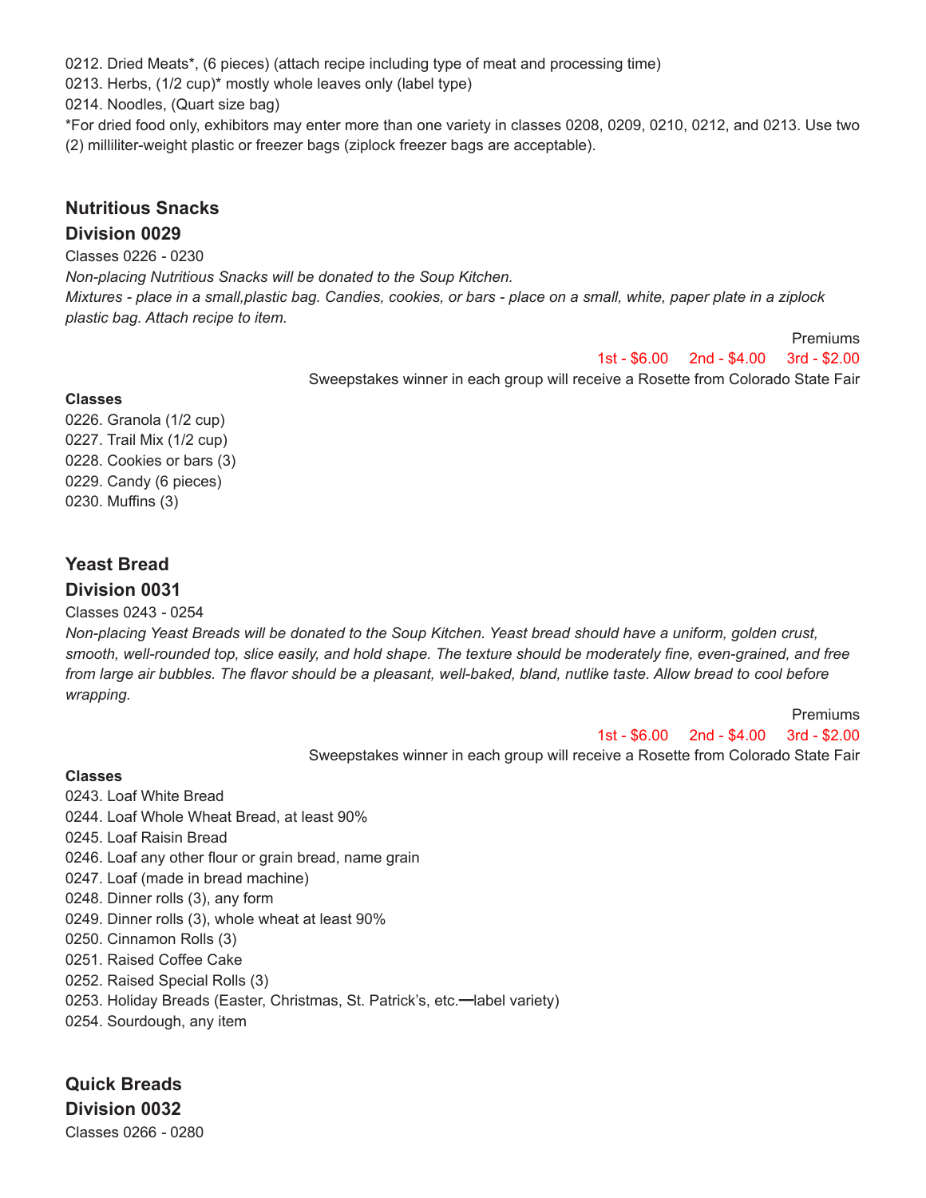0212. Dried Meats*, (6 pieces) (attach recipe including type of meat and processing time)
0213. Herbs, (1/2 cup)* mostly whole leaves only (label type)
0214. Noodles, (Quart size bag)
*For dried food only, exhibitors may enter more than one variety in classes 0208, 0209, 0210, 0212, and 0213. Use two (2) milliliter-weight plastic or freezer bags (ziplock freezer bags are acceptable).

## Nutritious Snacks

## Division 0029

Classes 0226 - 0230

*Non-placing Nutritious Snacks will be donated to the Soup Kitchen.*
*Mixtures - place in a small,plastic bag. Candies, cookies, or bars - place on a small, white, paper plate in a ziplock plastic bag. Attach recipe to item.*

Premiums
1st - $6.00 2nd - $4.00 3rd - $2.00
Sweepstakes winner in each group will receive a Rosette from Colorado State Fair

**Classes**
0226. Granola (1/2 cup)
0227. Trail Mix (1/2 cup)
0228. Cookies or bars (3)
0229. Candy (6 pieces)
0230. Muffins (3)

## Yeast Bread

## Division 0031

Classes 0243 - 0254

*Non-placing Yeast Breads will be donated to the Soup Kitchen. Yeast bread should have a uniform, golden crust, smooth, well-rounded top, slice easily, and hold shape. The texture should be moderately fine, even-grained, and free from large air bubbles. The flavor should be a pleasant, well-baked, bland, nutlike taste. Allow bread to cool before wrapping.*

Premiums
1st - $6.00 2nd - $4.00 3rd - $2.00
Sweepstakes winner in each group will receive a Rosette from Colorado State Fair

**Classes**
0243. Loaf White Bread
0244. Loaf Whole Wheat Bread, at least 90%
0245. Loaf Raisin Bread
0246. Loaf any other flour or grain bread, name grain
0247. Loaf (made in bread machine)
0248. Dinner rolls (3), any form
0249. Dinner rolls (3), whole wheat at least 90%
0250. Cinnamon Rolls (3)
0251. Raised Coffee Cake
0252. Raised Special Rolls (3)
0253. Holiday Breads (Easter, Christmas, St. Patrick's, etc.—label variety)
0254. Sourdough, any item

## Quick Breads

## Division 0032

Classes 0266 - 0280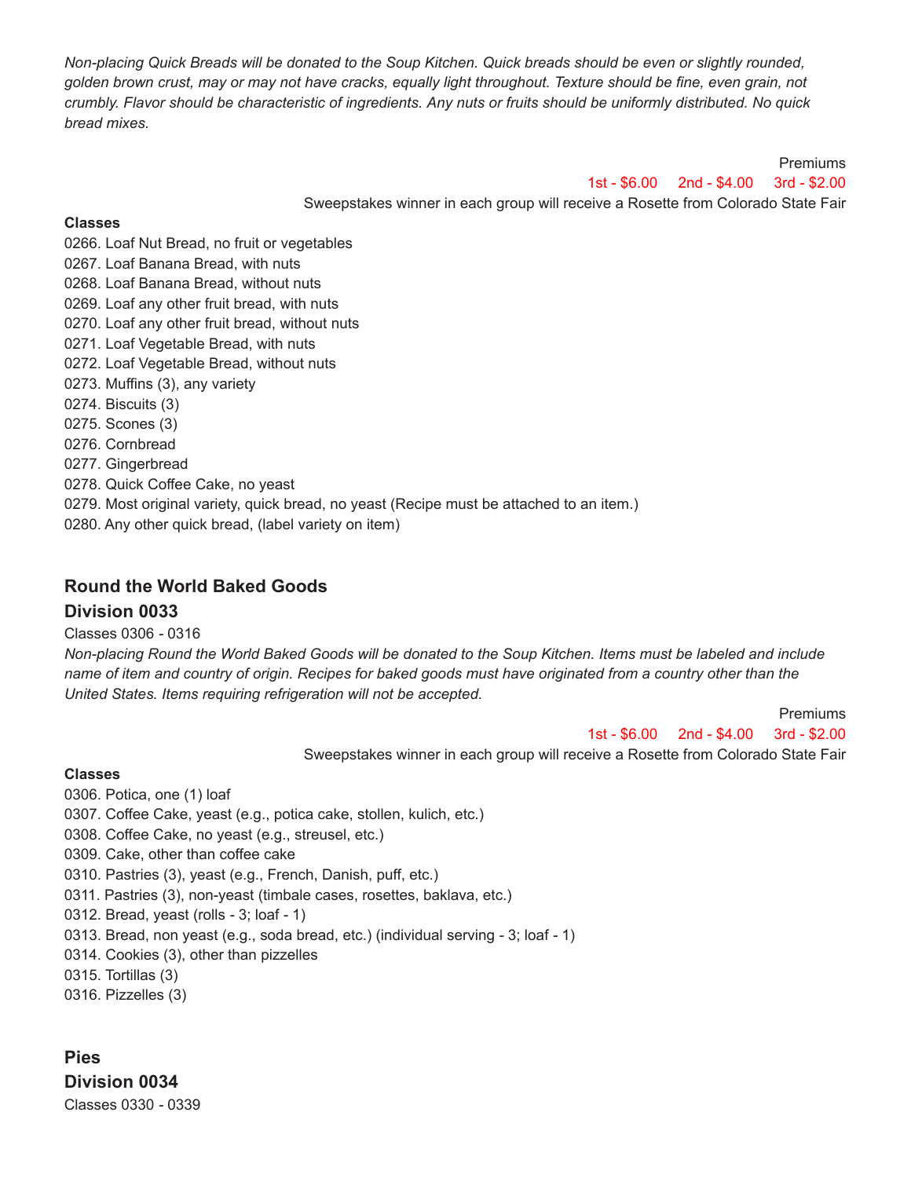*Non-placing Quick Breads will be donated to the Soup Kitchen. Quick breads should be even or slightly rounded, golden brown crust, may or may not have cracks, equally light throughout. Texture should be fine, even grain, not crumbly. Flavor should be characteristic of ingredients. Any nuts or fruits should be uniformly distributed. No quick bread mixes.*

Premiums
1st - $6.00 2nd - $4.00 3rd - $2.00
Sweepstakes winner in each group will receive a Rosette from Colorado State Fair

**Classes**

0266. Loaf Nut Bread, no fruit or vegetables
0267. Loaf Banana Bread, with nuts
0268. Loaf Banana Bread, without nuts
0269. Loaf any other fruit bread, with nuts
0270. Loaf any other fruit bread, without nuts
0271. Loaf Vegetable Bread, with nuts
0272. Loaf Vegetable Bread, without nuts
0273. Muffins (3), any variety
0274. Biscuits (3)
0275. Scones (3)
0276. Cornbread
0277. Gingerbread
0278. Quick Coffee Cake, no yeast
0279. Most original variety, quick bread, no yeast (Recipe must be attached to an item.)
0280. Any other quick bread, (label variety on item)

### Round the World Baked Goods
### Division 0033

Classes 0306 - 0316

*Non-placing Round the World Baked Goods will be donated to the Soup Kitchen. Items must be labeled and include name of item and country of origin. Recipes for baked goods must have originated from a country other than the United States. Items requiring refrigeration will not be accepted.*

Premiums
1st - $6.00 2nd - $4.00 3rd - $2.00
Sweepstakes winner in each group will receive a Rosette from Colorado State Fair

**Classes**

0306. Potica, one (1) loaf
0307. Coffee Cake, yeast (e.g., potica cake, stollen, kulich, etc.)
0308. Coffee Cake, no yeast (e.g., streusel, etc.)
0309. Cake, other than coffee cake
0310. Pastries (3), yeast (e.g., French, Danish, puff, etc.)
0311. Pastries (3), non-yeast (timbale cases, rosettes, baklava, etc.)
0312. Bread, yeast (rolls - 3; loaf - 1)
0313. Bread, non yeast (e.g., soda bread, etc.) (individual serving - 3; loaf - 1)
0314. Cookies (3), other than pizzelles
0315. Tortillas (3)
0316. Pizzelles (3)

### Pies
### Division 0034

Classes 0330 - 0339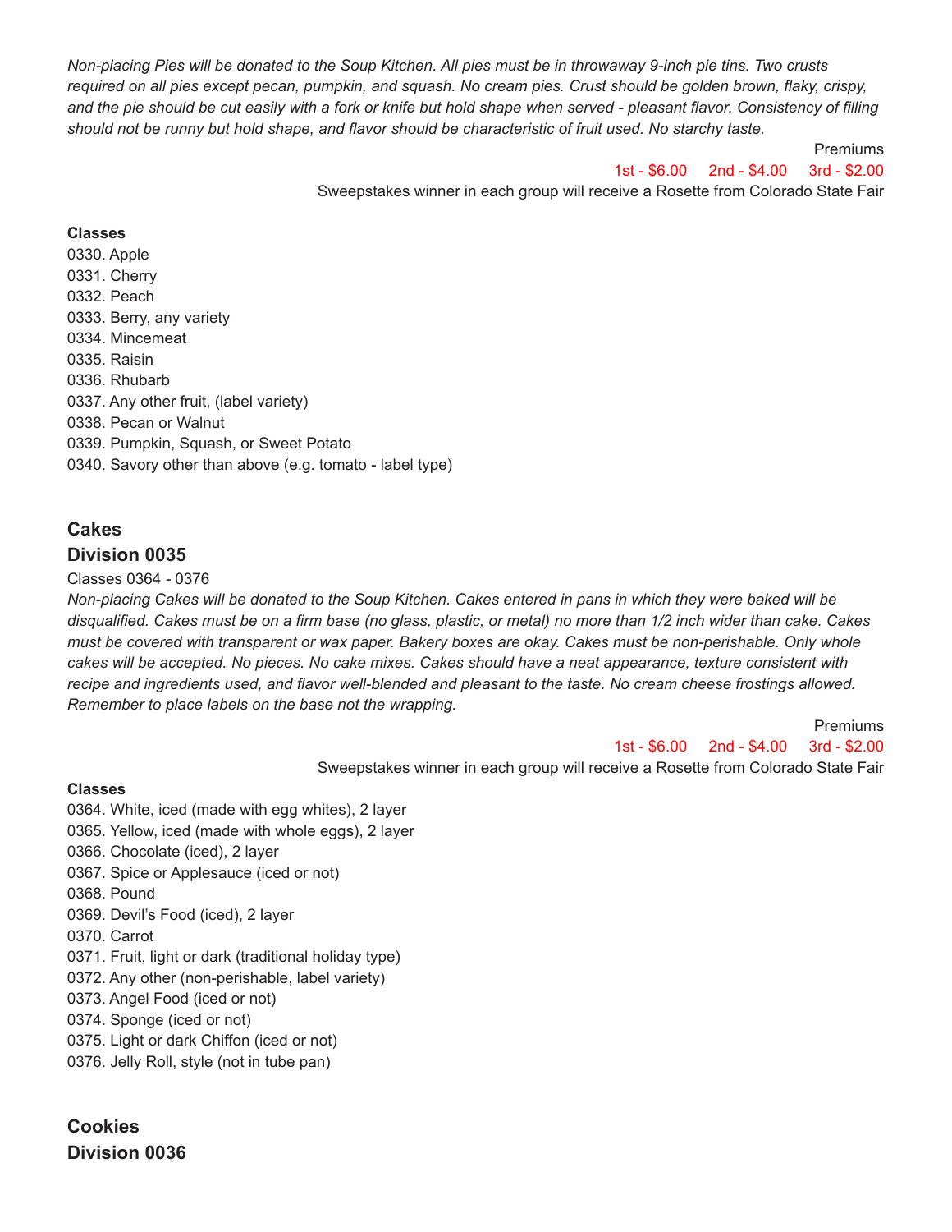*Non-placing Pies will be donated to the Soup Kitchen. All pies must be in throwaway 9-inch pie tins. Two crusts required on all pies except pecan, pumpkin, and squash. No cream pies. Crust should be golden brown, flaky, crispy, and the pie should be cut easily with a fork or knife but hold shape when served - pleasant flavor. Consistency of filling should not be runny but hold shape, and flavor should be characteristic of fruit used. No starchy taste.*

Premiums

1st - $6.00 2nd - $4.00 3rd - $2.00

Sweepstakes winner in each group will receive a Rosette from Colorado State Fair

**Classes**

0330. Apple
0331. Cherry
0332. Peach
0333. Berry, any variety
0334. Mincemeat
0335. Raisin
0336. Rhubarb
0337. Any other fruit, (label variety)
0338. Pecan or Walnut
0339. Pumpkin, Squash, or Sweet Potato
0340. Savory other than above (e.g. tomato - label type)

## Cakes
## Division 0035

Classes 0364 - 0376

*Non-placing Cakes will be donated to the Soup Kitchen. Cakes entered in pans in which they were baked will be disqualified. Cakes must be on a firm base (no glass, plastic, or metal) no more than 1/2 inch wider than cake. Cakes must be covered with transparent or wax paper. Bakery boxes are okay. Cakes must be non-perishable. Only whole cakes will be accepted. No pieces. No cake mixes. Cakes should have a neat appearance, texture consistent with recipe and ingredients used, and flavor well-blended and pleasant to the taste. No cream cheese frostings allowed. Remember to place labels on the base not the wrapping.*

Premiums

1st - $6.00 2nd - $4.00 3rd - $2.00

Sweepstakes winner in each group will receive a Rosette from Colorado State Fair

**Classes**

0364. White, iced (made with egg whites), 2 layer
0365. Yellow, iced (made with whole eggs), 2 layer
0366. Chocolate (iced), 2 layer
0367. Spice or Applesauce (iced or not)
0368. Pound
0369. Devil's Food (iced), 2 layer
0370. Carrot
0371. Fruit, light or dark (traditional holiday type)
0372. Any other (non-perishable, label variety)
0373. Angel Food (iced or not)
0374. Sponge (iced or not)
0375. Light or dark Chiffon (iced or not)
0376. Jelly Roll, style (not in tube pan)

## Cookies
## Division 0036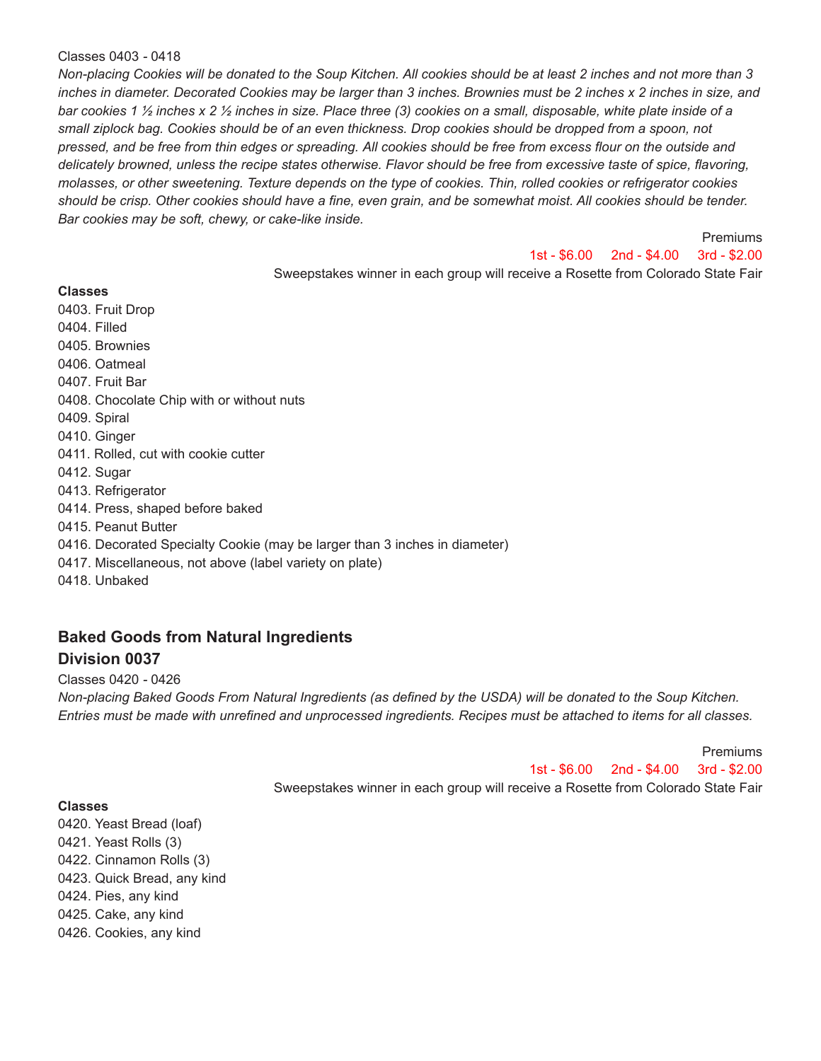Classes 0403 - 0418

*Non-placing Cookies will be donated to the Soup Kitchen. All cookies should be at least 2 inches and not more than 3 inches in diameter. Decorated Cookies may be larger than 3 inches. Brownies must be 2 inches x 2 inches in size, and bar cookies 1 ½ inches x 2 ½ inches in size. Place three (3) cookies on a small, disposable, white plate inside of a small ziplock bag. Cookies should be of an even thickness. Drop cookies should be dropped from a spoon, not pressed, and be free from thin edges or spreading. All cookies should be free from excess flour on the outside and delicately browned, unless the recipe states otherwise. Flavor should be free from excessive taste of spice, flavoring, molasses, or other sweetening. Texture depends on the type of cookies. Thin, rolled cookies or refrigerator cookies should be crisp. Other cookies should have a fine, even grain, and be somewhat moist. All cookies should be tender. Bar cookies may be soft, chewy, or cake-like inside.*

Premiums

1st - $6.00 2nd - $4.00 3rd - $2.00

Sweepstakes winner in each group will receive a Rosette from Colorado State Fair

**Classes**

0403. Fruit Drop
0404. Filled
0405. Brownies
0406. Oatmeal
0407. Fruit Bar
0408. Chocolate Chip with or without nuts
0409. Spiral
0410. Ginger
0411. Rolled, cut with cookie cutter
0412. Sugar
0413. Refrigerator
0414. Press, shaped before baked
0415. Peanut Butter
0416. Decorated Specialty Cookie (may be larger than 3 inches in diameter)
0417. Miscellaneous, not above (label variety on plate)
0418. Unbaked

## Baked Goods from Natural Ingredients
## Division 0037

Classes 0420 - 0426

*Non-placing Baked Goods From Natural Ingredients (as defined by the USDA) will be donated to the Soup Kitchen. Entries must be made with unrefined and unprocessed ingredients. Recipes must be attached to items for all classes.*

Premiums

1st - $6.00 2nd - $4.00 3rd - $2.00

Sweepstakes winner in each group will receive a Rosette from Colorado State Fair

**Classes**

0420. Yeast Bread (loaf)
0421. Yeast Rolls (3)
0422. Cinnamon Rolls (3)
0423. Quick Bread, any kind
0424. Pies, any kind
0425. Cake, any kind
0426. Cookies, any kind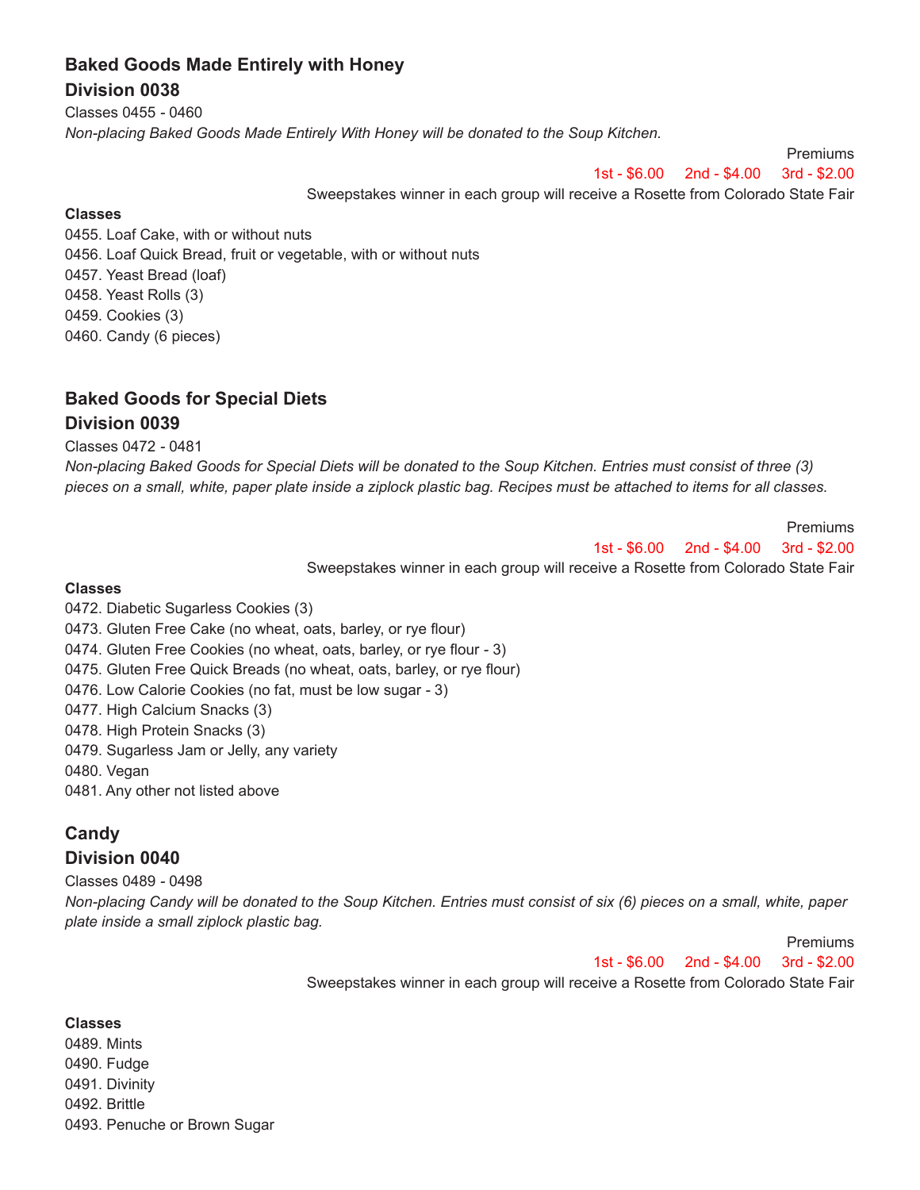### Baked Goods Made Entirely with Honey

### Division 0038

Classes 0455 - 0460

*Non-placing Baked Goods Made Entirely With Honey will be donated to the Soup Kitchen.*

Premiums

1st - $6.00 2nd - $4.00 3rd - $2.00

Sweepstakes winner in each group will receive a Rosette from Colorado State Fair

**Classes**

0455. Loaf Cake, with or without nuts
0456. Loaf Quick Bread, fruit or vegetable, with or without nuts
0457. Yeast Bread (loaf)
0458. Yeast Rolls (3)
0459. Cookies (3)
0460. Candy (6 pieces)

### Baked Goods for Special Diets

### Division 0039

Classes 0472 - 0481

*Non-placing Baked Goods for Special Diets will be donated to the Soup Kitchen. Entries must consist of three (3) pieces on a small, white, paper plate inside a ziplock plastic bag. Recipes must be attached to items for all classes.*

Premiums

1st - $6.00 2nd - $4.00 3rd - $2.00

Sweepstakes winner in each group will receive a Rosette from Colorado State Fair

**Classes**

0472. Diabetic Sugarless Cookies (3)
0473. Gluten Free Cake (no wheat, oats, barley, or rye flour)
0474. Gluten Free Cookies (no wheat, oats, barley, or rye flour - 3)
0475. Gluten Free Quick Breads (no wheat, oats, barley, or rye flour)
0476. Low Calorie Cookies (no fat, must be low sugar - 3)
0477. High Calcium Snacks (3)
0478. High Protein Snacks (3)
0479. Sugarless Jam or Jelly, any variety
0480. Vegan
0481. Any other not listed above

### Candy

### Division 0040

Classes 0489 - 0498

*Non-placing Candy will be donated to the Soup Kitchen. Entries must consist of six (6) pieces on a small, white, paper plate inside a small ziplock plastic bag.*

Premiums

1st - $6.00 2nd - $4.00 3rd - $2.00

Sweepstakes winner in each group will receive a Rosette from Colorado State Fair

**Classes**

0489. Mints
0490. Fudge
0491. Divinity
0492. Brittle
0493. Penuche or Brown Sugar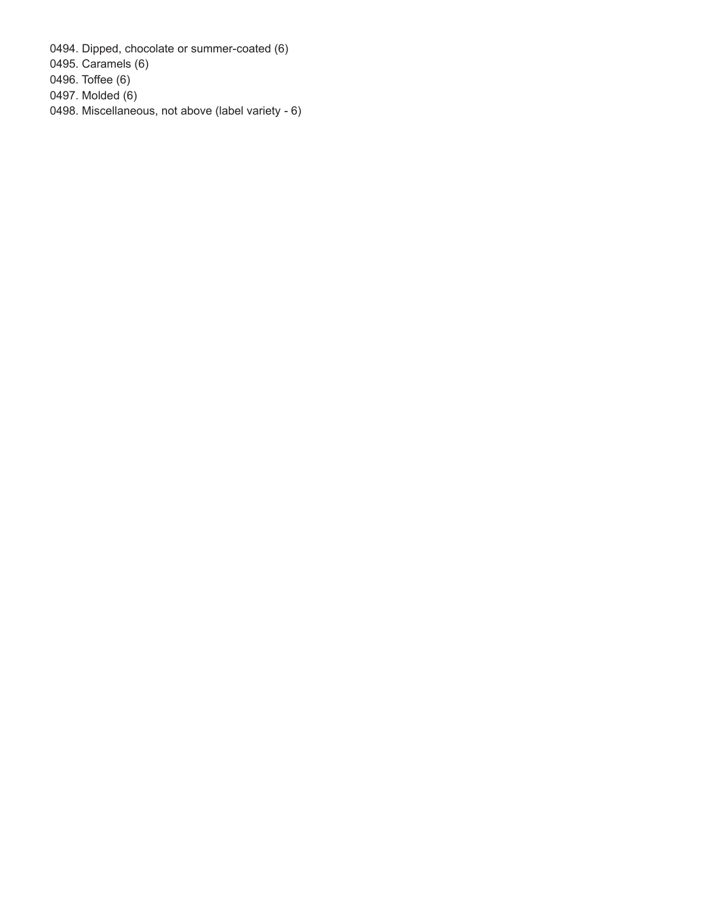0494. Dipped, chocolate or summer-coated (6)
0495. Caramels (6)
0496. Toffee (6)
0497. Molded (6)
0498. Miscellaneous, not above (label variety - 6)